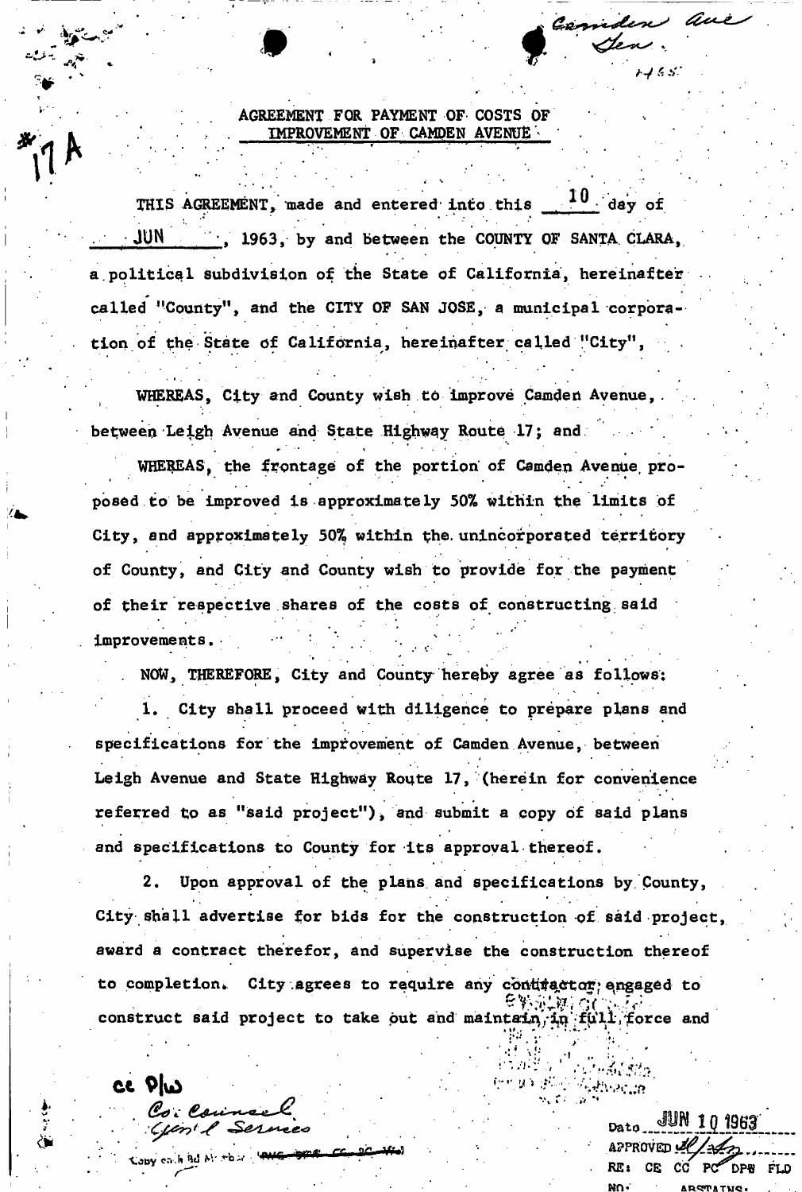Camden Ave
Gen.
1455

*17A

# AGREEMENT FOR PAYMENT OF COSTS OF IMPROVEMENT OF CAMDEN AVENUE

THIS AGREEMENT, made and entered into this 10 day of JUN, 1963, by and between the COUNTY OF SANTA CLARA, a political subdivision of the State of California, hereinafter called "County", and the CITY OF SAN JOSE, a municipal corporation of the State of California, hereinafter called "City",

WHEREAS, City and County wish to improve Camden Avenue, between Leigh Avenue and State Highway Route 17; and

WHEREAS, the frontage of the portion of Camden Avenue proposed to be improved is approximately 50% within the limits of City, and approximately 50% within the unincorporated territory of County, and City and County wish to provide for the payment of their respective shares of the costs of constructing said improvements.

NOW, THEREFORE, City and County hereby agree as follows:

1. City shall proceed with diligence to prepare plans and specifications for the improvement of Camden Avenue, between Leigh Avenue and State Highway Route 17, (herein for convenience referred to as "said project"), and submit a copy of said plans and specifications to County for its approval thereof.

2. Upon approval of the plans and specifications by County, City shall advertise for bids for the construction of said project, award a contract therefor, and supervise the construction thereof to completion. City agrees to require any contractor engaged to construct said project to take out and maintain in full force and

cc P/W
Co. Counsel
Gen'l Services

Copy each Bd Mbr

Date JUN 10 1963
APPROVED
RE: CE CC PC DPW FLD
NO: ABSTAINS: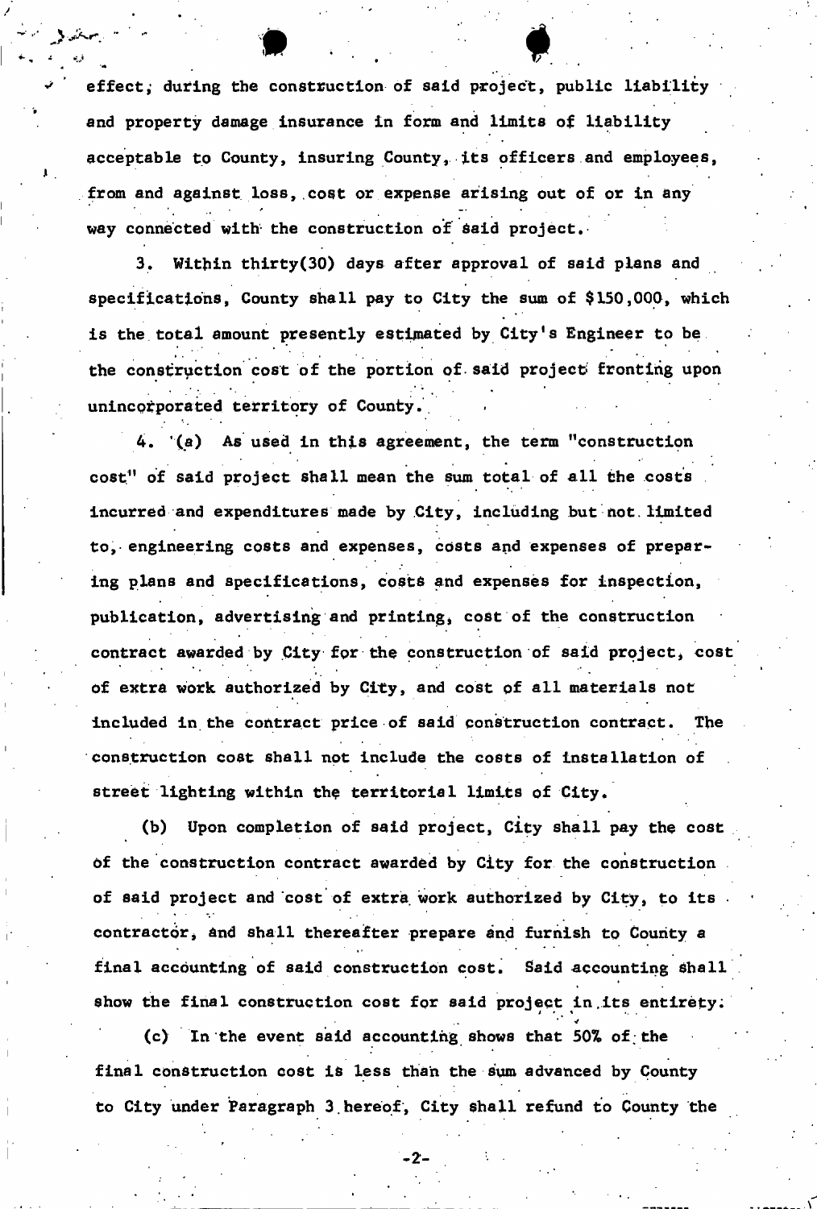effect, during the construction of said project, public liability and property damage insurance in form and limits of liability acceptable to County, insuring County, its officers and employees, from and against loss, cost or expense arising out of or in any way connected with the construction of said project.

3. Within thirty(30) days after approval of said plans and specifications, County shall pay to City the sum of $150,000, which is the total amount presently estimated by City's Engineer to be the construction cost of the portion of said project fronting upon unincorporated territory of County.

4. (a) As used in this agreement, the term "construction cost" of said project shall mean the sum total of all the costs incurred and expenditures made by City, including but not limited to, engineering costs and expenses, costs and expenses of preparing plans and specifications, costs and expenses for inspection, publication, advertising and printing, cost of the construction contract awarded by City for the construction of said project, cost of extra work authorized by City, and cost of all materials not included in the contract price of said construction contract. The construction cost shall not include the costs of installation of street lighting within the territorial limits of City.

(b) Upon completion of said project, City shall pay the cost of the construction contract awarded by City for the construction of said project and cost of extra work authorized by City, to its contractor, and shall thereafter prepare and furnish to County a final accounting of said construction cost. Said accounting shall show the final construction cost for said project in its entirety.

(c) In the event said accounting shows that 50% of the final construction cost is less than the sum advanced by County to City under Paragraph 3 hereof, City shall refund to County the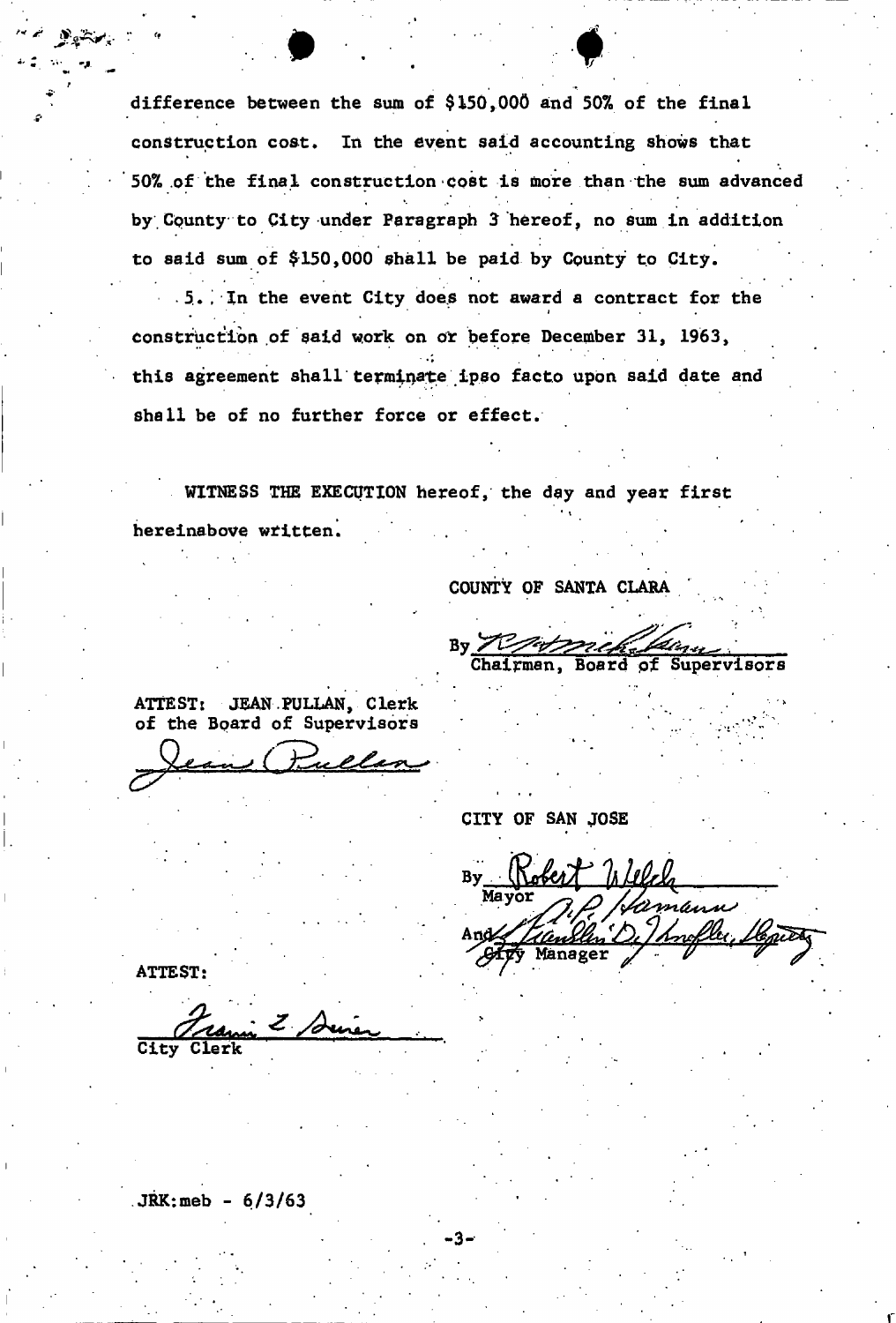difference between the sum of $150,000 and 50% of the final construction cost. In the event said accounting shows that 50% of the final construction cost is more than the sum advanced by County to City under Paragraph 3 hereof, no sum in addition to said sum of $150,000 shall be paid by County to City.

5. In the event City does not award a contract for the construction of said work on or before December 31, 1963, this agreement shall terminate ipso facto upon said date and shall be of no further force or effect.

WITNESS THE EXECUTION hereof, the day and year first hereinabove written.

COUNTY OF SANTA CLARA

By _[signature]_
Chairman, Board of Supervisors

ATTEST: JEAN PULLAN, Clerk
of the Board of Supervisors

_Jean Pullan_

CITY OF SAN JOSE

By _Robert Welch_
Mayor

And _A. P. Hamann_ _Franklin D. Knoffler, Deputy_
City Manager

ATTEST:

_Frances L. Dunn_
City Clerk

JRK:meb - 6/3/63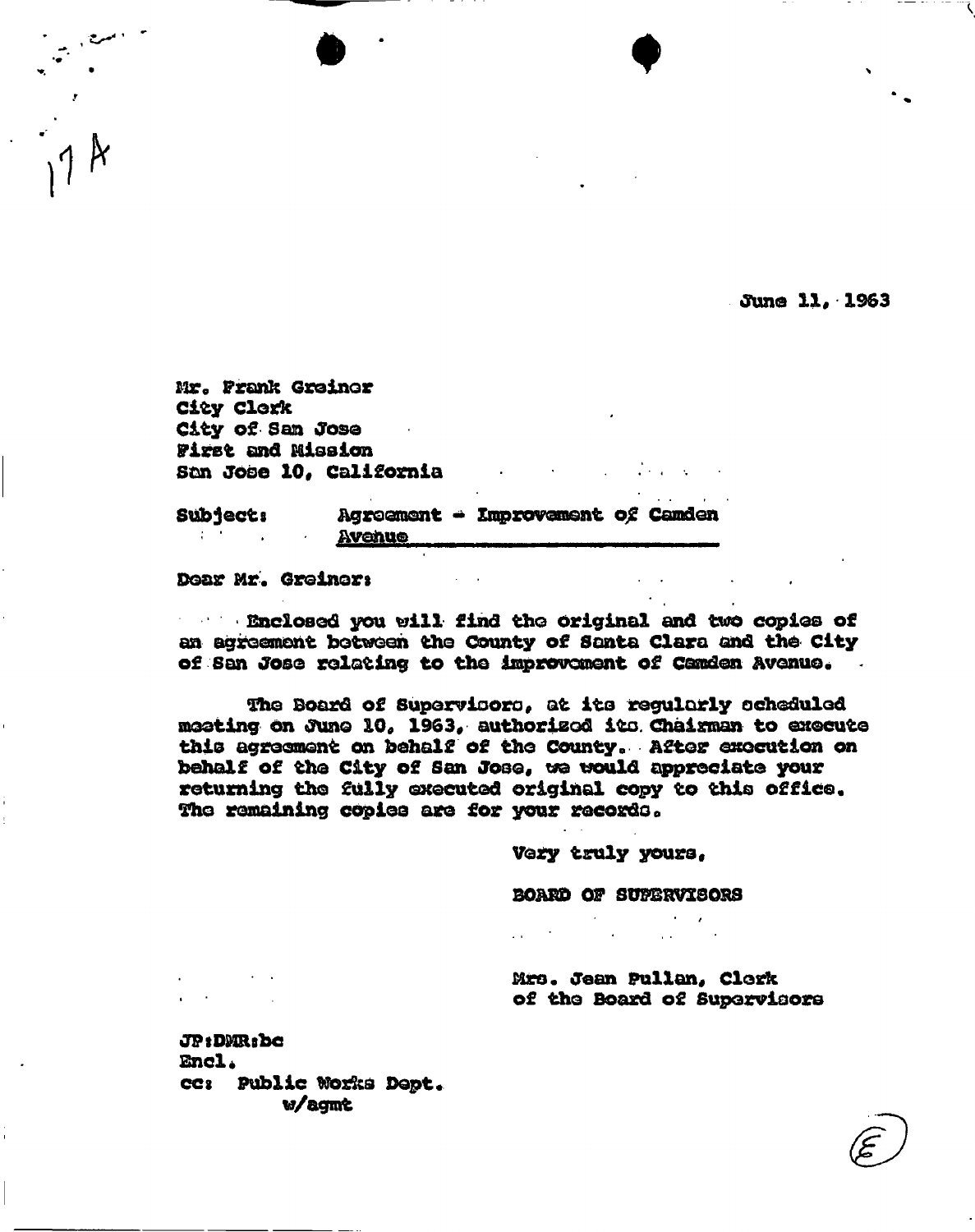17 A

June 11, 1963

Mr. Frank Greiner
City Clerk
City of San Jose
First and Mission
San Jose 10, California

Subject: Agreement - Improvement of Camden Avenue

Dear Mr. Greiner:

Enclosed you will find the original and two copies of an agreement between the County of Santa Clara and the City of San Jose relating to the improvement of Camden Avenue.

The Board of Supervisors, at its regularly scheduled meeting on June 10, 1963, authorized its Chairman to execute this agreement on behalf of the County. After execution on behalf of the City of San Jose, we would appreciate your returning the fully executed original copy to this office. The remaining copies are for your records.

Very truly yours,

BOARD OF SUPERVISORS

Mrs. Jean Pullan, Clerk
of the Board of Supervisors

JP:DMR:bc
Encl.
cc: Public Works Dept.
w/agmt

E